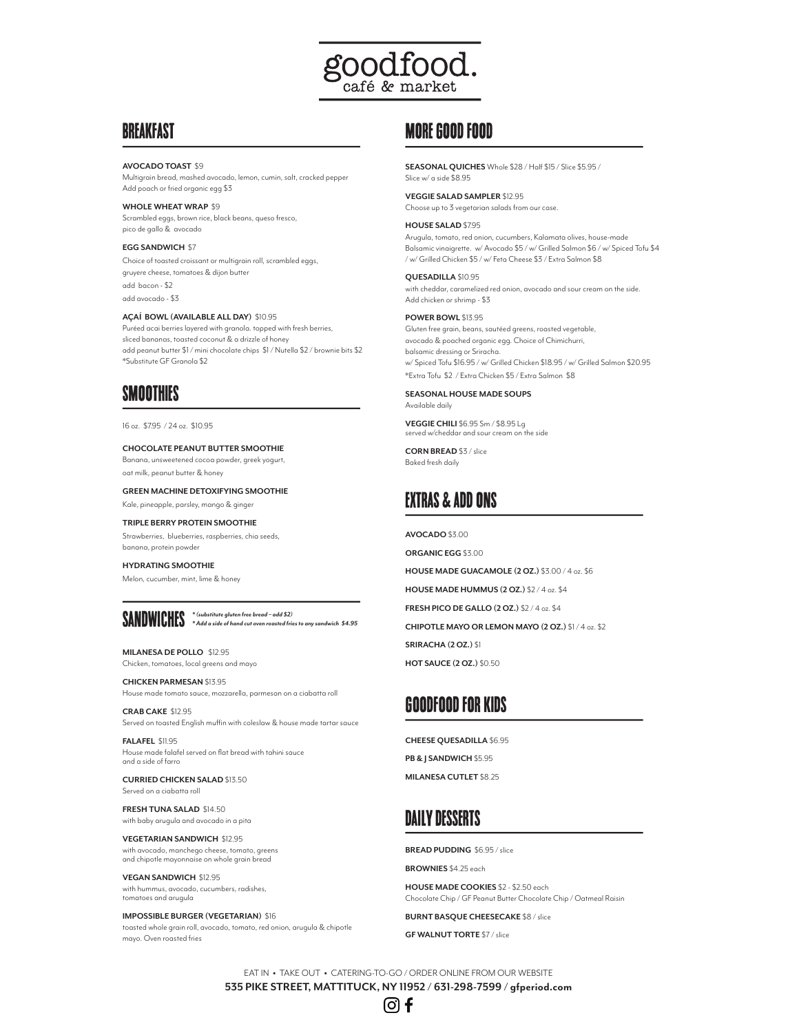# goodfood.
café & market

## BREAKFAST

**AVOCADO TOAST** $9
Multigrain bread, mashed avocado, lemon, cumin, salt, cracked pepper
Add poach or fried organic egg $3

**WHOLE WHEAT WRAP** $9
Scrambled eggs, brown rice, black beans, queso fresco, pico de gallo & avocado

**EGG SANDWICH** $7
Choice of toasted croissant or multigrain roll, scrambled eggs, gruyere cheese, tomatoes & dijon butter
add bacon - $2
add avocado - $3

**AÇAÍ BOWL (AVAILABLE ALL DAY)** $10.95
Puréed acai berries layered with granola. topped with fresh berries, sliced bananas, toasted coconut & a drizzle of honey
add peanut butter $1 / mini chocolate chips $1 / Nutella $2 / brownie bits $2
*Substitute GF Granola $2

## SMOOTHIES

16 oz. $7.95 / 24 oz. $10.95

**CHOCOLATE PEANUT BUTTER SMOOTHIE**
Banana, unsweetened cocoa powder, greek yogurt, oat milk, peanut butter & honey

**GREEN MACHINE DETOXIFYING SMOOTHIE**
Kale, pineapple, parsley, mango & ginger

**TRIPLE BERRY PROTEIN SMOOTHIE**
Strawberries, blueberries, raspberries, chia seeds, banana, protein powder

**HYDRATING SMOOTHIE**
Melon, cucumber, mint, lime & honey

## SANDWICHES

*\* (substitute gluten free bread – add $2)*
*\* Add a side of hand cut oven roasted fries to any sandwich $4.95*

**MILANESA DE POLLO** $12.95
Chicken, tomatoes, local greens and mayo

**CHICKEN PARMESAN** $13.95
House made tomato sauce, mozzarella, parmesan on a ciabatta roll

**CRAB CAKE** $12.95
Served on toasted English muffin with coleslaw & house made tartar sauce

**FALAFEL** $11.95
House made falafel served on flat bread with tahini sauce and a side of farro

**CURRIED CHICKEN SALAD** $13.50
Served on a ciabatta roll

**FRESH TUNA SALAD** $14.50
with baby arugula and avocado in a pita

**VEGETARIAN SANDWICH** $12.95
with avocado, manchego cheese, tomato, greens and chipotle mayonnaise on whole grain bread

**VEGAN SANDWICH** $12.95
with hummus, avocado, cucumbers, radishes, tomatoes and arugula

**IMPOSSIBLE BURGER (VEGETARIAN)** $16
toasted whole grain roll, avocado, tomato, red onion, arugula & chipotle mayo. Oven roasted fries

## MORE GOOD FOOD

**SEASONAL QUICHES** Whole $28 / Half $15 / Slice $5.95 / Slice w/ a side $8.95

**VEGGIE SALAD SAMPLER** $12.95
Choose up to 3 vegetarian salads from our case.

**HOUSE SALAD** $7.95
Arugula, tomato, red onion, cucumbers, Kalamata olives, house-made Balsamic vinaigrette. w/ Avocado $5 / w/ Grilled Salmon $6 / w/ Spiced Tofu $4 / w/ Grilled Chicken $5 / w/ Feta Cheese $3 / Extra Salmon $8

**QUESADILLA** $10.95
with cheddar, caramelized red onion, avocado and sour cream on the side.
Add chicken or shrimp - $3

**POWER BOWL** $13.95
Gluten free grain, beans, sautéed greens, roasted vegetable, avocado & poached organic egg. Choice of Chimichurri, balsamic dressing or Sriracha.
w/ Spiced Tofu $16.95 / w/ Grilled Chicken $18.95 / w/ Grilled Salmon $20.95
*Extra Tofu $2 / Extra Chicken $5 / Extra Salmon $8

**SEASONAL HOUSE MADE SOUPS**
Available daily

**VEGGIE CHILI** $6.95 Sm / $8.95 Lg
served w/cheddar and sour cream on the side

**CORN BREAD** $3 / slice
Baked fresh daily

## EXTRAS & ADD ONS

**AVOCADO** $3.00

**ORGANIC EGG** $3.00

**HOUSE MADE GUACAMOLE (2 OZ.)** $3.00 / 4 oz. $6

**HOUSE MADE HUMMUS (2 OZ.)** $2 / 4 oz. $4

**FRESH PICO DE GALLO (2 OZ.)** $2 / 4 oz. $4

**CHIPOTLE MAYO OR LEMON MAYO (2 OZ.)** $1 / 4 oz. $2

**SRIRACHA (2 OZ.)** $1

**HOT SAUCE (2 OZ.)** $0.50

## GOODFOOD FOR KIDS

**CHEESE QUESADILLA** $6.95

**PB & J SANDWICH** $5.95

**MILANESA CUTLET** $8.25

## DAILY DESSERTS

**BREAD PUDDING** $6.95 / slice

**BROWNIES** $4.25 each

**HOUSE MADE COOKIES** $2 - $2.50 each
Chocolate Chip / GF Peanut Butter Chocolate Chip / Oatmeal Raisin

**BURNT BASQUE CHEESECAKE** $8 / slice

**GF WALNUT TORTE** $7 / slice

EAT IN • TAKE OUT • CATERING-TO-GO / ORDER ONLINE FROM OUR WEBSITE
**535 PIKE STREET, MATTITUCK, NY 11952 / 631-298-7599 / gfperiod.com**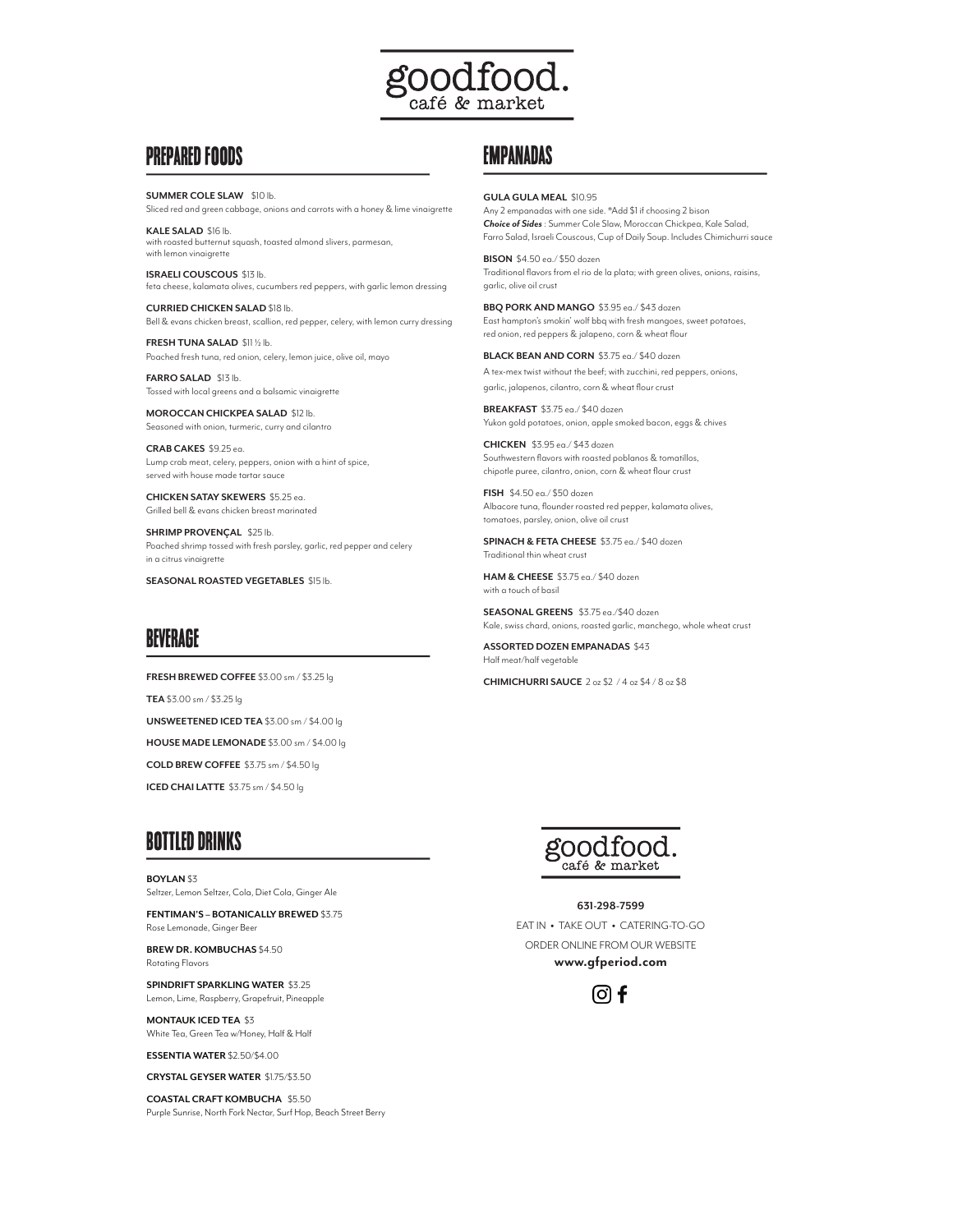# goodfood.
café & market

## PREPARED FOODS

**SUMMER COLE SLAW** $10 lb.
Sliced red and green cabbage, onions and carrots with a honey & lime vinaigrette

**KALE SALAD** $16 lb.
with roasted butternut squash, toasted almond slivers, parmesan, with lemon vinaigrette

**ISRAELI COUSCOUS** $13 lb.
feta cheese, kalamata olives, cucumbers red peppers, with garlic lemon dressing

**CURRIED CHICKEN SALAD** $18 lb.
Bell & evans chicken breast, scallion, red pepper, celery, with lemon curry dressing

**FRESH TUNA SALAD** $11 ½ lb.
Poached fresh tuna, red onion, celery, lemon juice, olive oil, mayo

**FARRO SALAD** $13 lb.
Tossed with local greens and a balsamic vinaigrette

**MOROCCAN CHICKPEA SALAD** $12 lb.
Seasoned with onion, turmeric, curry and cilantro

**CRAB CAKES** $9.25 ea.
Lump crab meat, celery, peppers, onion with a hint of spice, served with house made tartar sauce

**CHICKEN SATAY SKEWERS** $5.25 ea.
Grilled bell & evans chicken breast marinated

**SHRIMP PROVENÇAL** $25 lb.
Poached shrimp tossed with fresh parsley, garlic, red pepper and celery in a citrus vinaigrette

**SEASONAL ROASTED VEGETABLES** $15 lb.

## BEVERAGE

**FRESH BREWED COFFEE** $3.00 sm / $3.25 lg

**TEA** $3.00 sm / $3.25 lg

**UNSWEETENED ICED TEA** $3.00 sm / $4.00 lg

**HOUSE MADE LEMONADE** $3.00 sm / $4.00 lg

**COLD BREW COFFEE** $3.75 sm / $4.50 lg

**ICED CHAI LATTE** $3.75 sm / $4.50 lg

## BOTTLED DRINKS

**BOYLAN** $3
Seltzer, Lemon Seltzer, Cola, Diet Cola, Ginger Ale

**FENTIMAN'S – BOTANICALLY BREWED** $3.75
Rose Lemonade, Ginger Beer

**BREW DR. KOMBUCHAS** $4.50
Rotating Flavors

**SPINDRIFT SPARKLING WATER** $3.25
Lemon, Lime, Raspberry, Grapefruit, Pineapple

**MONTAUK ICED TEA** $3
White Tea, Green Tea w/Honey, Half & Half

**ESSENTIA WATER** $2.50/$4.00

**CRYSTAL GEYSER WATER** $1.75/$3.50

**COASTAL CRAFT KOMBUCHA** $5.50
Purple Sunrise, North Fork Nectar, Surf Hop, Beach Street Berry

## EMPANADAS

**GULA GULA MEAL** $10.95
Any 2 empanadas with one side. *Add $1 if choosing 2 bison
***Choice of Sides*** : Summer Cole Slaw, Moroccan Chickpea, Kale Salad, Farro Salad, Israeli Couscous, Cup of Daily Soup. Includes Chimichurri sauce

**BISON** $4.50 ea./ $50 dozen
Traditional flavors from el rio de la plata; with green olives, onions, raisins, garlic, olive oil crust

**BBQ PORK AND MANGO** $3.95 ea./ $43 dozen
East hampton's smokin' wolf bbq with fresh mangoes, sweet potatoes, red onion, red peppers & jalapeno, corn & wheat flour

**BLACK BEAN AND CORN** $3.75 ea./ $40 dozen
A tex-mex twist without the beef; with zucchini, red peppers, onions, garlic, jalapenos, cilantro, corn & wheat flour crust

**BREAKFAST** $3.75 ea./ $40 dozen
Yukon gold potatoes, onion, apple smoked bacon, eggs & chives

**CHICKEN** $3.95 ea./ $43 dozen
Southwestern flavors with roasted poblanos & tomatillos, chipotle puree, cilantro, onion, corn & wheat flour crust

**FISH** $4.50 ea./ $50 dozen
Albacore tuna, flounder roasted red pepper, kalamata olives, tomatoes, parsley, onion, olive oil crust

**SPINACH & FETA CHEESE** $3.75 ea./ $40 dozen
Traditional thin wheat crust

**HAM & CHEESE** $3.75 ea./ $40 dozen
with a touch of basil

**SEASONAL GREENS** $3.75 ea./$40 dozen
Kale, swiss chard, onions, roasted garlic, manchego, whole wheat crust

**ASSORTED DOZEN EMPANADAS** $43
Half meat/half vegetable

**CHIMICHURRI SAUCE** 2 oz $2 / 4 oz $4 / 8 oz $8

goodfood.
café & market

**631-298-7599**

EAT IN • TAKE OUT • CATERING-TO-GO

ORDER ONLINE FROM OUR WEBSITE

**www.gfperiod.com**